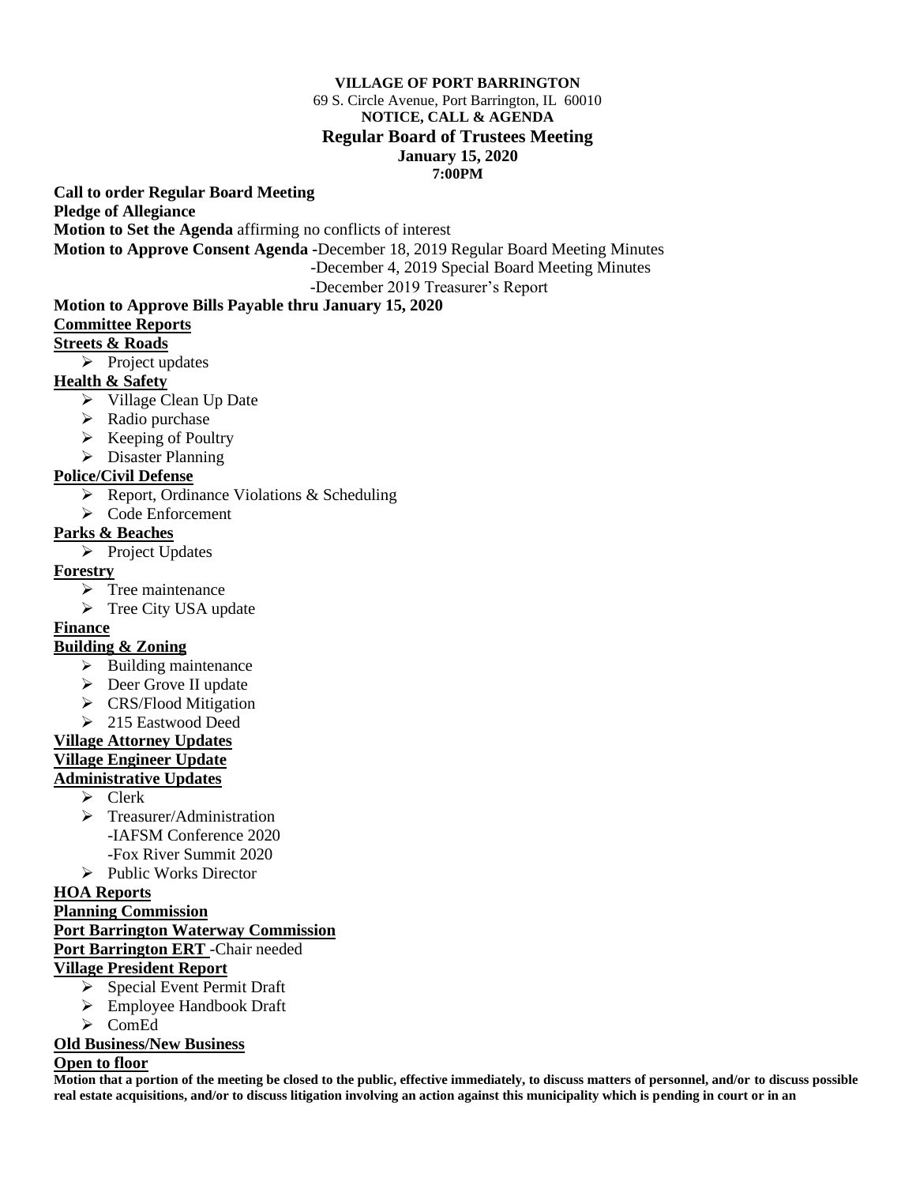**VILLAGE OF PORT BARRINGTON**

69 S. Circle Avenue, Port Barrington, IL 60010

**NOTICE, CALL & AGENDA**

**Regular Board of Trustees Meeting**

**January 15, 2020**

**7:00PM**

**Call to order Regular Board Meeting**

**Pledge of Allegiance**

**Motion to Set the Agenda** affirming no conflicts of interest

**Motion to Approve Consent Agenda** -December 18, 2019 Regular Board Meeting Minutes
-December 4, 2019 Special Board Meeting Minutes
-December 2019 Treasurer's Report

**Motion to Approve Bills Payable thru January 15, 2020**

**Committee Reports**

**Streets & Roads**

- Project updates

**Health & Safety**

- Village Clean Up Date
- Radio purchase
- Keeping of Poultry
- Disaster Planning

**Police/Civil Defense**

- Report, Ordinance Violations & Scheduling
- Code Enforcement

**Parks & Beaches**

- Project Updates

**Forestry**

- Tree maintenance
- Tree City USA update

**Finance**

**Building & Zoning**

- Building maintenance
- Deer Grove II update
- CRS/Flood Mitigation
- 215 Eastwood Deed

**Village Attorney Updates**

**Village Engineer Update**

**Administrative Updates**

- Clerk
- Treasurer/Administration
  -IAFSM Conference 2020
  -Fox River Summit 2020
- Public Works Director

**HOA Reports**

**Planning Commission**

**Port Barrington Waterway Commission**

**Port Barrington ERT** -Chair needed

**Village President Report**

- Special Event Permit Draft
- Employee Handbook Draft
- ComEd

**Old Business/New Business**

**Open to floor**

**Motion that a portion of the meeting be closed to the public, effective immediately, to discuss matters of personnel, and/or to discuss possible real estate acquisitions, and/or to discuss litigation involving an action against this municipality which is pending in court or in an**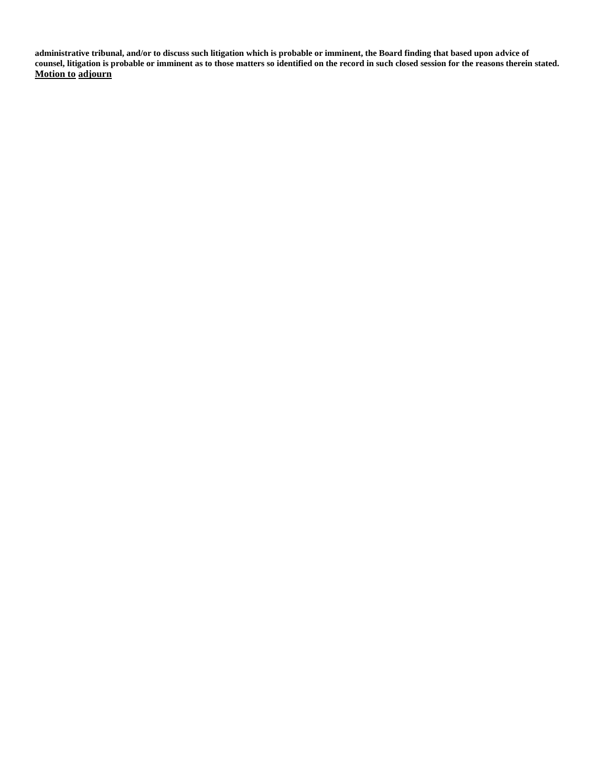**administrative tribunal, and/or to discuss such litigation which is probable or imminent, the Board finding that based upon advice of counsel, litigation is probable or imminent as to those matters so identified on the record in such closed session for the reasons therein stated.**

**Motion to adjourn**